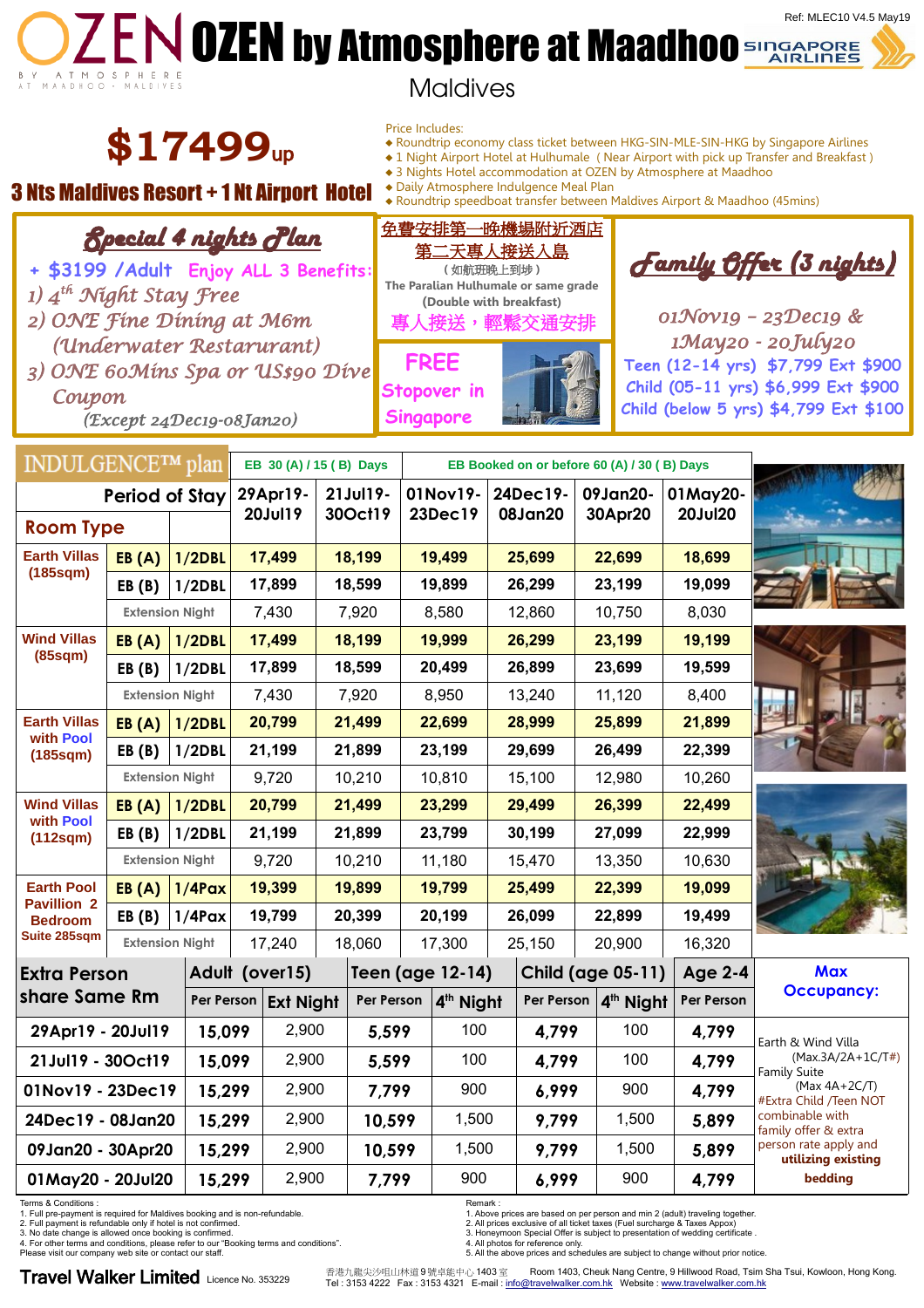# OZEN by Atmosphere at Maadhoo

Maldives

Ref: MLEC10 V4.5 May19

## $17499up

**3 Nts Maldives Resort + 1 Nt Airport Hotel**

Price Includes:

- Roundtrip economy class ticket between HKG-SIN-MLE-SIN-HKG by Singapore Airlines
- 1 Night Airport Hotel at Hulhumale ( Near Airport with pick up Transfer and Breakfast )
- 3 Nights Hotel accommodation at OZEN by Atmosphere at Maadhoo
- Daily Atmosphere Indulgence Meal Plan
- Roundtrip speedboat transfer between Maldives Airport & Maadhoo (45mins)

### Special 4 nights Plan

+ $3199 /Adult Enjoy ALL 3 Benefits:

1) 4th Night Stay Free
2) ONE Fine Dining at M6m (Underwater Restarurant)
3) ONE 60Mins Spa or US$90 Dive Coupon

(Except 24Dec19-08Jan20)

免費安排第一晚機場附近酒店
第二天專人接送入島
(如航班晚上到埗)
The Paralian Hulhumale or same grade
(Double with breakfast)
專人接送，輕鬆交通安排

FREE Stopover in Singapore

### Family Offer (3 nights)

01Nov19 - 23Dec19 & 1May20 - 20July20

Teen (12-14 yrs) $7,799 Ext $900
Child (05-11 yrs) $6,999 Ext $900
Child (below 5 yrs) $4,799 Ext $100

| INDULGENCE™ plan | | | EB 30 (A) / 15 ( B) Days | | EB Booked on or before 60 (A) / 30 ( B) Days | | | |
|---|---|---|---|---|---|---|---|---|
| Period of Stay | | | 29Apr19-20Jul19 | 21Jul19-30Oct19 | 01Nov19-23Dec19 | 24Dec19-08Jan20 | 09Jan20-30Apr20 | 01May20-20Jul20 |
| Room Type | | | | | | | | |
| Earth Villas (185sqm) | EB (A) | 1/2DBL | 17,499 | 18,199 | 19,499 | 25,699 | 22,699 | 18,699 |
| | EB (B) | 1/2DBL | 17,899 | 18,599 | 19,899 | 26,299 | 23,199 | 19,099 |
| | Extension Night | | 7,430 | 7,920 | 8,580 | 12,860 | 10,750 | 8,030 |
| Wind Villas (85sqm) | EB (A) | 1/2DBL | 17,499 | 18,199 | 19,999 | 26,299 | 23,199 | 19,199 |
| | EB (B) | 1/2DBL | 17,899 | 18,599 | 20,499 | 26,899 | 23,699 | 19,599 |
| | Extension Night | | 7,430 | 7,920 | 8,950 | 13,240 | 11,120 | 8,400 |
| Earth Villas with Pool (185sqm) | EB (A) | 1/2DBL | 20,799 | 21,499 | 22,699 | 28,999 | 25,899 | 21,899 |
| | EB (B) | 1/2DBL | 21,199 | 21,899 | 23,199 | 29,699 | 26,499 | 22,399 |
| | Extension Night | | 9,720 | 10,210 | 10,810 | 15,100 | 12,980 | 10,260 |
| Wind Villas with Pool (112sqm) | EB (A) | 1/2DBL | 20,799 | 21,499 | 23,299 | 29,499 | 26,399 | 22,499 |
| | EB (B) | 1/2DBL | 21,199 | 21,899 | 23,799 | 30,199 | 27,099 | 22,999 |
| | Extension Night | | 9,720 | 10,210 | 11,180 | 15,470 | 13,350 | 10,630 |
| Earth Pool Pavillion 2 Bedroom Suite 285sqm | EB (A) | 1/4Pax | 19,399 | 19,899 | 19,799 | 25,499 | 22,399 | 19,099 |
| | EB (B) | 1/4Pax | 19,799 | 20,399 | 20,199 | 26,099 | 22,899 | 19,499 |
| | Extension Night | | 17,240 | 18,060 | 17,300 | 25,150 | 20,900 | 16,320 |

| Extra Person share Same Rm | Adult (over15) | | Teen (age 12-14) | | Child (age 05-11) | | Age 2-4 |
|---|---|---|---|---|---|---|---|
| | Per Person | Ext Night | Per Person | 4th Night | Per Person | 4th Night | Per Person |
| 29Apr19 - 20Jul19 | 15,099 | 2,900 | 5,599 | 100 | 4,799 | 100 | 4,799 |
| 21Jul19 - 30Oct19 | 15,099 | 2,900 | 5,599 | 100 | 4,799 | 100 | 4,799 |
| 01Nov19 - 23Dec19 | 15,299 | 2,900 | 7,799 | 900 | 6,999 | 900 | 4,799 |
| 24Dec19 - 08Jan20 | 15,299 | 2,900 | 10,599 | 1,500 | 9,799 | 1,500 | 5,899 |
| 09Jan20 - 30Apr20 | 15,299 | 2,900 | 10,599 | 1,500 | 9,799 | 1,500 | 5,899 |
| 01May20 - 20Jul20 | 15,299 | 2,900 | 7,799 | 900 | 6,999 | 900 | 4,799 |

**Max Occupancy:**

Earth & Wind Villa (Max.3A/2A+1C/T#)
Family Suite (Max 4A+2C/T)
#Extra Child /Teen NOT combinable with family offer & extra person rate apply and **utilizing existing bedding**

Terms & Conditions :
1. Full pre-payment is required for Maldives booking and is non-refundable.
2. Full payment is refundable only if hotel is not confirmed.
3. No date change is allowed once booking is confirmed.
4. For other terms and conditions, please refer to our "Booking terms and conditions".
Please visit our company web site or contact our staff.

Remark :
1. Above prices are based on per person and min 2 (adult) traveling together.
2. All prices exclusive of all ticket taxes (Fuel surcharge & Taxes Appox)
3. Honeymoon Special Offer is subject to presentation of wedding certificate .
4. All photos for reference only.
5. All the above prices and schedules are subject to change without prior notice.

**Travel Walker Limited** Licence No. 353229

香港九龍尖沙咀山林道 9 號卓能中心 1403 室 Room 1403, Cheuk Nang Centre, 9 Hillwood Road, Tsim Sha Tsui, Kowloon, Hong Kong.
Tel : 3153 4222 Fax : 3153 4321 E-mail : info@travelwalker.com.hk Website : www.travelwalker.com.hk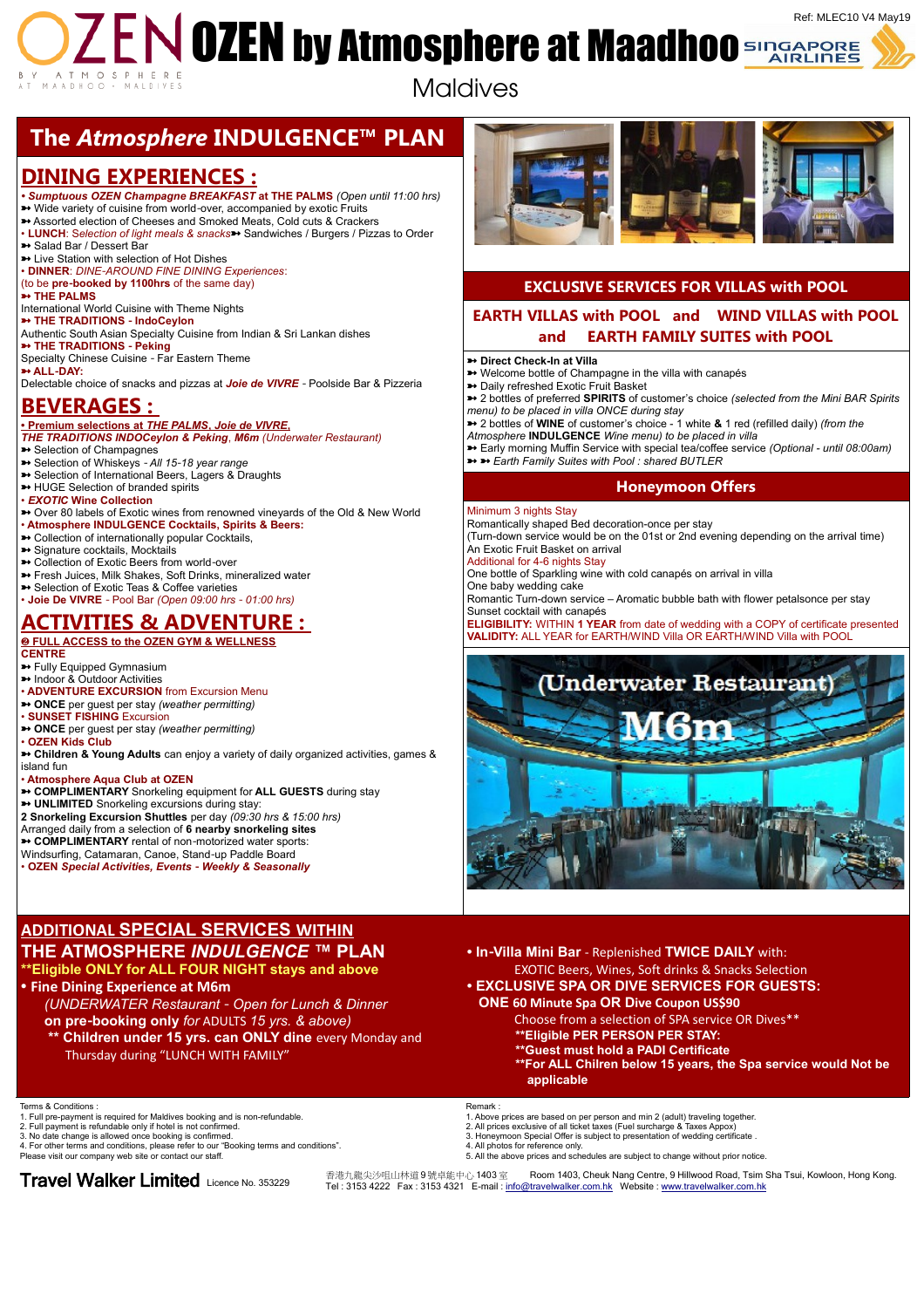# OZEN by Atmosphere at Maadhoo

Maldives

Ref: MLEC10 V4 May19

## The *Atmosphere* INDULGENCE™ PLAN

### DINING EXPERIENCES :

- ***Sumptuous OZEN Champagne BREAKFAST* at THE PALMS** *(Open until 11:00 hrs)*
  - Wide variety of cuisine from world-over, accompanied by exotic Fruits
  - Assorted election of Cheeses and Smoked Meats, Cold cuts & Crackers
- **LUNCH**: *Selection of light meals & snacks* ➳ Sandwiches / Burgers / Pizzas to Order
  - Salad Bar / Dessert Bar
  - Live Station with selection of Hot Dishes
- **DINNER**: *DINE-AROUND FINE DINING Experiences*:
  (to be **pre-booked by 1100hrs** of the same day)
  - **THE PALMS**
    International World Cuisine with Theme Nights
  - **THE TRADITIONS - IndoCeylon**
    Authentic South Asian Specialty Cuisine from Indian & Sri Lankan dishes
  - **THE TRADITIONS - Peking**
    Specialty Chinese Cuisine - Far Eastern Theme
  - **ALL-DAY:**
    Delectable choice of snacks and pizzas at *Joie de VIVRE* - Poolside Bar & Pizzeria

### BEVERAGES :

- **Premium selections at *THE PALMS*, *Joie de VIVRE*,** ***THE TRADITIONS INDOCeylon & Peking*, *M6m*** *(Underwater Restaurant)*
  - Selection of Champagnes
  - Selection of Whiskeys - *All 15-18 year range*
  - Selection of International Beers, Lagers & Draughts
  - HUGE Selection of branded spirits
- ***EXOTIC* Wine Collection**
  - Over 80 labels of Exotic wines from renowned vineyards of the Old & New World
- **Atmosphere INDULGENCE Cocktails, Spirits & Beers:**
  - Collection of internationally popular Cocktails,
  - Signature cocktails, Mocktails
  - Collection of Exotic Beers from world-over
  - Fresh Juices, Milk Shakes, Soft Drinks, mineralized water
  - Selection of Exotic Teas & Coffee varieties
- **Joie De VIVRE** - Pool Bar *(Open 09:00 hrs - 01:00 hrs)*

### ACTIVITIES & ADVENTURE :

- **FULL ACCESS to the OZEN GYM & WELLNESS CENTRE**
  - Fully Equipped Gymnasium
  - Indoor & Outdoor Activities
- **ADVENTURE EXCURSION** from Excursion Menu
  - **ONCE** per guest per stay *(weather permitting)*
- **SUNSET FISHING** Excursion
  - **ONCE** per guest per stay *(weather permitting)*
- **OZEN Kids Club**
  - **Children & Young Adults** can enjoy a variety of daily organized activities, games & island fun
- **Atmosphere Aqua Club at OZEN**
  - **COMPLIMENTARY** Snorkeling equipment for **ALL GUESTS** during stay
  - **UNLIMITED** Snorkeling excursions during stay:
    **2 Snorkeling Excursion Shuttles** per day *(09:30 hrs & 15:00 hrs)*
    Arranged daily from a selection of **6 nearby snorkeling sites**
  - **COMPLIMENTARY** rental of non-motorized water sports:
    Windsurfing, Catamaran, Canoe, Stand-up Paddle Board
- **OZEN** ***Special Activities, Events - Weekly & Seasonally***

## EXCLUSIVE SERVICES FOR VILLAS with POOL

### EARTH VILLAS with POOL and WIND VILLAS with POOL and EARTH FAMILY SUITES with POOL

- **Direct Check-In at Villa**
- Welcome bottle of Champagne in the villa with canapés
- Daily refreshed Exotic Fruit Basket
- 2 bottles of preferred **SPIRITS** of customer's choice *(selected from the Mini BAR Spirits menu) to be placed in villa ONCE during stay*
- 2 bottles of **WINE** of customer's choice - 1 white **&** 1 red (refilled daily) *(from the Atmosphere* **INDULGENCE** *Wine menu) to be placed in villa*
- Early morning Muffin Service with special tea/coffee service *(Optional - until 08:00am)*
- ➳ *Earth Family Suites with Pool : shared BUTLER*

## Honeymoon Offers

Minimum 3 nights Stay
Romantically shaped Bed decoration-once per stay
(Turn-down service would be on the 01st or 2nd evening depending on the arrival time)
An Exotic Fruit Basket on arrival

Additional for 4-6 nights Stay
One bottle of Sparkling wine with cold canapés on arrival in villa
One baby wedding cake
Romantic Turn-down service – Aromatic bubble bath with flower petalsonce per stay
Sunset cocktail with canapés

**ELIGIBILITY:** WITHIN **1 YEAR** from date of wedding with a COPY of certificate presented
**VALIDITY:** ALL YEAR for EARTH/WIND Villa OR EARTH/WIND Villa with POOL

(Underwater Restaurant) M6m

## ADDITIONAL SPECIAL SERVICES WITHIN THE ATMOSPHERE *INDULGENCE* ™ PLAN

**\*\*Eligible ONLY for ALL FOUR NIGHT stays and above**

- **Fine Dining Experience at M6m**
  *(UNDERWATER Restaurant - Open for Lunch & Dinner*
  **on pre-booking only** *for ADULTS 15 yrs. & above)*
  **\*\* Children under 15 yrs. can ONLY dine** every Monday and Thursday during "LUNCH WITH FAMILY"
- **In-Villa Mini Bar** - Replenished **TWICE DAILY** with:
  EXOTIC Beers, Wines, Soft drinks & Snacks Selection
- **EXCLUSIVE SPA OR DIVE SERVICES FOR GUESTS:**
  **ONE 60 Minute Spa OR Dive Coupon US$90**
  Choose from a selection of SPA service OR Dives\*\*
  **\*\*Eligible PER PERSON PER STAY:**
  **\*\*Guest must hold a PADI Certificate**
  **\*\*For ALL Chilren below 15 years, the Spa service would Not be applicable**

Terms & Conditions :
1. Full pre-payment is required for Maldives booking and is non-refundable.
2. Full payment is refundable only if hotel is not confirmed.
3. No date change is allowed once booking is confirmed.
4. For other terms and conditions, please refer to our "Booking terms and conditions".
Please visit our company web site or contact our staff.

Remark :
1. Above prices are based on per person and min 2 (adult) traveling together.
2. All prices exclusive of all ticket taxes (Fuel surcharge & Taxes Appox)
3. Honeymoon Special Offer is subject to presentation of wedding certificate .
4. All photos for reference only.
5. All the above prices and schedules are subject to change without prior notice.

**Travel Walker Limited** Licence No. 353229

香港九龍尖沙咀山林道9號卓能中心1403室 Room 1403, Cheuk Nang Centre, 9 Hillwood Road, Tsim Sha Tsui, Kowloon, Hong Kong.
Tel : 3153 4222 Fax : 3153 4321 E-mail : info@travelwalker.com.hk Website : www.travelwalker.com.hk